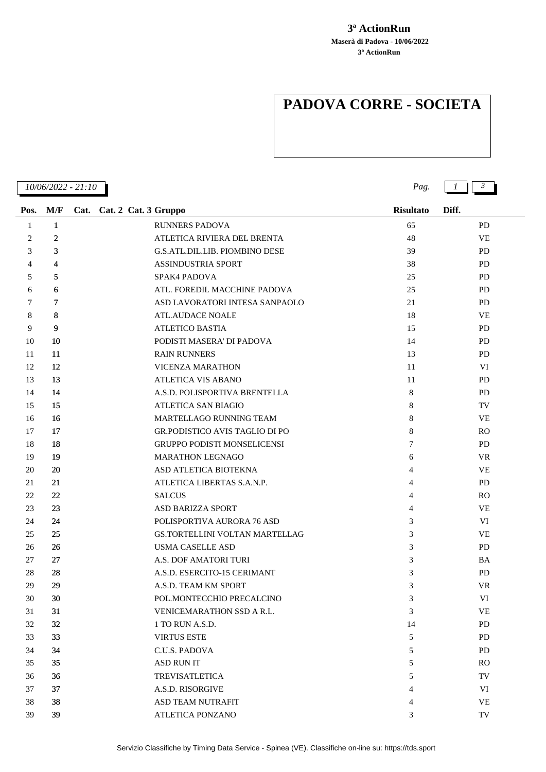**3ª ActionRun**

**Maserà di Padova - 10/06/2022**

**3ª ActionRun**

# PADOVA CORRE - SOCIETA

*10/06/2022 - 21:10*

| Pos. | M/F | Cat. | Cat. 2 | Cat. 3 | Gruppo | Risultato | Diff. |
|---|---|---|---|---|---|---|---|
| 1 | 1 | | | | RUNNERS PADOVA | 65 | PD |
| 2 | 2 | | | | ATLETICA RIVIERA DEL BRENTA | 48 | VE |
| 3 | 3 | | | | G.S.ATL.DIL.LIB. PIOMBINO DESE | 39 | PD |
| 4 | 4 | | | | ASSINDUSTRIA SPORT | 38 | PD |
| 5 | 5 | | | | SPAK4 PADOVA | 25 | PD |
| 6 | 6 | | | | ATL. FOREDIL MACCHINE PADOVA | 25 | PD |
| 7 | 7 | | | | ASD LAVORATORI INTESA SANPAOLO | 21 | PD |
| 8 | 8 | | | | ATL.AUDACE NOALE | 18 | VE |
| 9 | 9 | | | | ATLETICO BASTIA | 15 | PD |
| 10 | 10 | | | | PODISTI MASERA' DI PADOVA | 14 | PD |
| 11 | 11 | | | | RAIN RUNNERS | 13 | PD |
| 12 | 12 | | | | VICENZA MARATHON | 11 | VI |
| 13 | 13 | | | | ATLETICA VIS ABANO | 11 | PD |
| 14 | 14 | | | | A.S.D. POLISPORTIVA BRENTELLA | 8 | PD |
| 15 | 15 | | | | ATLETICA SAN BIAGIO | 8 | TV |
| 16 | 16 | | | | MARTELLAGO RUNNING TEAM | 8 | VE |
| 17 | 17 | | | | GR.PODISTICO AVIS TAGLIO DI PO | 8 | RO |
| 18 | 18 | | | | GRUPPO PODISTI MONSELICENSI | 7 | PD |
| 19 | 19 | | | | MARATHON LEGNAGO | 6 | VR |
| 20 | 20 | | | | ASD ATLETICA BIOTEKNA | 4 | VE |
| 21 | 21 | | | | ATLETICA LIBERTAS S.A.N.P. | 4 | PD |
| 22 | 22 | | | | SALCUS | 4 | RO |
| 23 | 23 | | | | ASD BARIZZA SPORT | 4 | VE |
| 24 | 24 | | | | POLISPORTIVA AURORA 76 ASD | 3 | VI |
| 25 | 25 | | | | GS.TORTELLINI VOLTAN MARTELLAG | 3 | VE |
| 26 | 26 | | | | USMA CASELLE ASD | 3 | PD |
| 27 | 27 | | | | A.S. DOF AMATORI TURI | 3 | BA |
| 28 | 28 | | | | A.S.D. ESERCITO-15 CERIMANT | 3 | PD |
| 29 | 29 | | | | A.S.D. TEAM KM SPORT | 3 | VR |
| 30 | 30 | | | | POL.MONTECCHIO PRECALCINO | 3 | VI |
| 31 | 31 | | | | VENICEMARATHON SSD A R.L. | 3 | VE |
| 32 | 32 | | | | 1 TO RUN A.S.D. | 14 | PD |
| 33 | 33 | | | | VIRTUS ESTE | 5 | PD |
| 34 | 34 | | | | C.U.S. PADOVA | 5 | PD |
| 35 | 35 | | | | ASD RUN IT | 5 | RO |
| 36 | 36 | | | | TREVISATLETICA | 5 | TV |
| 37 | 37 | | | | A.S.D. RISORGIVE | 4 | VI |
| 38 | 38 | | | | ASD TEAM NUTRAFIT | 4 | VE |
| 39 | 39 | | | | ATLETICA PONZANO | 3 | TV |

Servizio Classifiche by Timing Data Service - Spinea (VE). Classifiche on-line su: https://tds.sport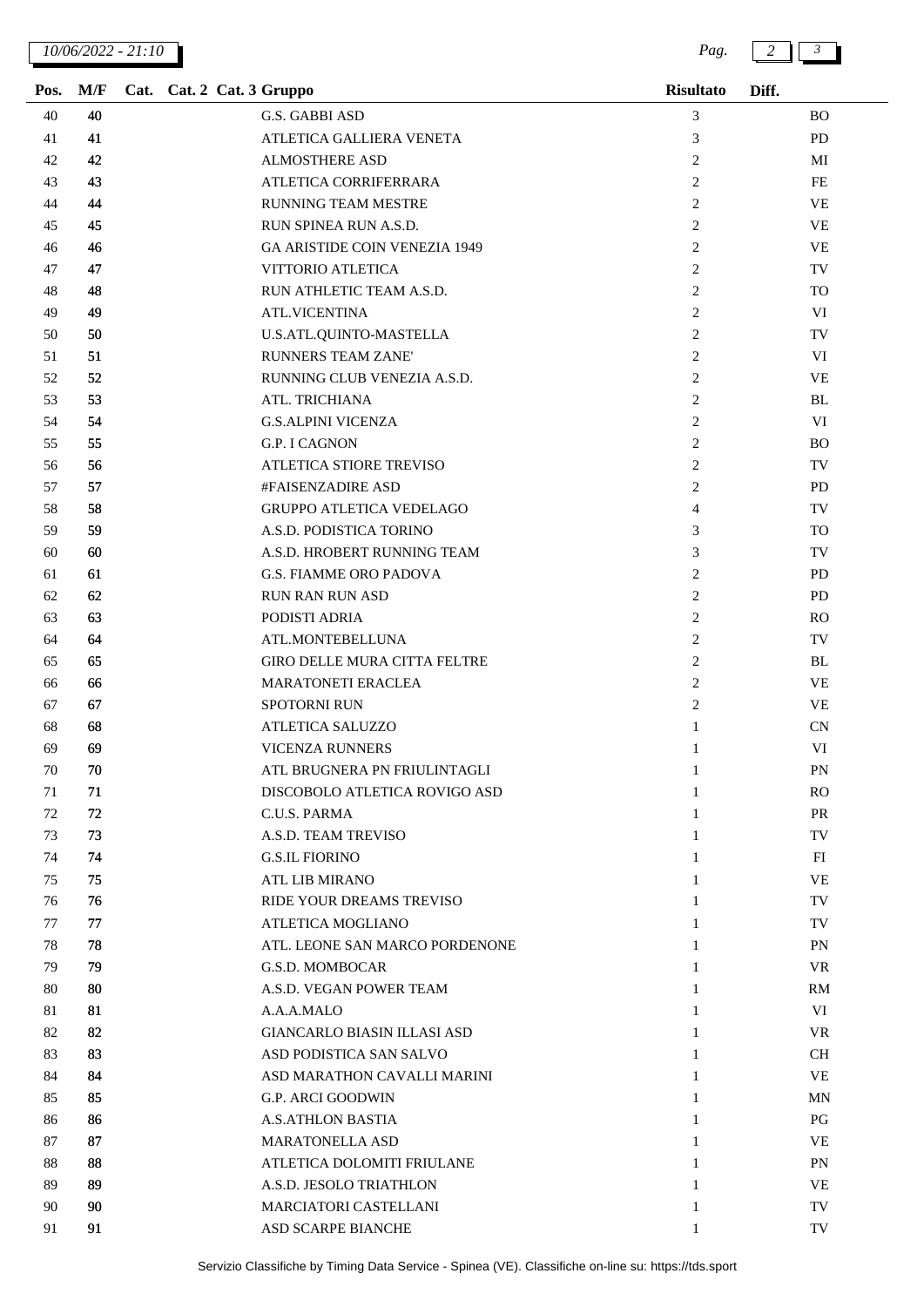| Pos. | M/F | Cat. | Cat. 2 | Cat. 3 | Gruppo | Risultato | Diff. |
|---|---|---|---|---|---|---|---|
| 40 | 40 | | | | G.S. GABBI ASD | 3 | BO |
| 41 | 41 | | | | ATLETICA GALLIERA VENETA | 3 | PD |
| 42 | 42 | | | | ALMOSTHERE ASD | 2 | MI |
| 43 | 43 | | | | ATLETICA CORRIFERRARA | 2 | FE |
| 44 | 44 | | | | RUNNING TEAM MESTRE | 2 | VE |
| 45 | 45 | | | | RUN SPINEA RUN A.S.D. | 2 | VE |
| 46 | 46 | | | | GA ARISTIDE COIN VENEZIA 1949 | 2 | VE |
| 47 | 47 | | | | VITTORIO ATLETICA | 2 | TV |
| 48 | 48 | | | | RUN ATHLETIC TEAM A.S.D. | 2 | TO |
| 49 | 49 | | | | ATL.VICENTINA | 2 | VI |
| 50 | 50 | | | | U.S.ATL.QUINTO-MASTELLA | 2 | TV |
| 51 | 51 | | | | RUNNERS TEAM ZANE' | 2 | VI |
| 52 | 52 | | | | RUNNING CLUB VENEZIA A.S.D. | 2 | VE |
| 53 | 53 | | | | ATL. TRICHIANA | 2 | BL |
| 54 | 54 | | | | G.S.ALPINI VICENZA | 2 | VI |
| 55 | 55 | | | | G.P. I CAGNON | 2 | BO |
| 56 | 56 | | | | ATLETICA STIORE TREVISO | 2 | TV |
| 57 | 57 | | | | #FAISENZADIRE ASD | 2 | PD |
| 58 | 58 | | | | GRUPPO ATLETICA VEDELAGO | 4 | TV |
| 59 | 59 | | | | A.S.D. PODISTICA TORINO | 3 | TO |
| 60 | 60 | | | | A.S.D. HROBERT RUNNING TEAM | 3 | TV |
| 61 | 61 | | | | G.S. FIAMME ORO PADOVA | 2 | PD |
| 62 | 62 | | | | RUN RAN RUN ASD | 2 | PD |
| 63 | 63 | | | | PODISTI ADRIA | 2 | RO |
| 64 | 64 | | | | ATL.MONTEBELLUNA | 2 | TV |
| 65 | 65 | | | | GIRO DELLE MURA CITTA FELTRE | 2 | BL |
| 66 | 66 | | | | MARATONETI ERACLEA | 2 | VE |
| 67 | 67 | | | | SPOTORNI RUN | 2 | VE |
| 68 | 68 | | | | ATLETICA SALUZZO | 1 | CN |
| 69 | 69 | | | | VICENZA RUNNERS | 1 | VI |
| 70 | 70 | | | | ATL BRUGNERA PN FRIULINTAGLI | 1 | PN |
| 71 | 71 | | | | DISCOBOLO ATLETICA ROVIGO ASD | 1 | RO |
| 72 | 72 | | | | C.U.S. PARMA | 1 | PR |
| 73 | 73 | | | | A.S.D. TEAM TREVISO | 1 | TV |
| 74 | 74 | | | | G.S.IL FIORINO | 1 | FI |
| 75 | 75 | | | | ATL LIB MIRANO | 1 | VE |
| 76 | 76 | | | | RIDE YOUR DREAMS TREVISO | 1 | TV |
| 77 | 77 | | | | ATLETICA MOGLIANO | 1 | TV |
| 78 | 78 | | | | ATL. LEONE SAN MARCO PORDENONE | 1 | PN |
| 79 | 79 | | | | G.S.D. MOMBOCAR | 1 | VR |
| 80 | 80 | | | | A.S.D. VEGAN POWER TEAM | 1 | RM |
| 81 | 81 | | | | A.A.A.MALO | 1 | VI |
| 82 | 82 | | | | GIANCARLO BIASIN ILLASI ASD | 1 | VR |
| 83 | 83 | | | | ASD PODISTICA SAN SALVO | 1 | CH |
| 84 | 84 | | | | ASD MARATHON CAVALLI MARINI | 1 | VE |
| 85 | 85 | | | | G.P. ARCI GOODWIN | 1 | MN |
| 86 | 86 | | | | A.S.ATHLON BASTIA | 1 | PG |
| 87 | 87 | | | | MARATONELLA ASD | 1 | VE |
| 88 | 88 | | | | ATLETICA DOLOMITI FRIULANE | 1 | PN |
| 89 | 89 | | | | A.S.D. JESOLO TRIATHLON | 1 | VE |
| 90 | 90 | | | | MARCIATORI CASTELLANI | 1 | TV |
| 91 | 91 | | | | ASD SCARPE BIANCHE | 1 | TV |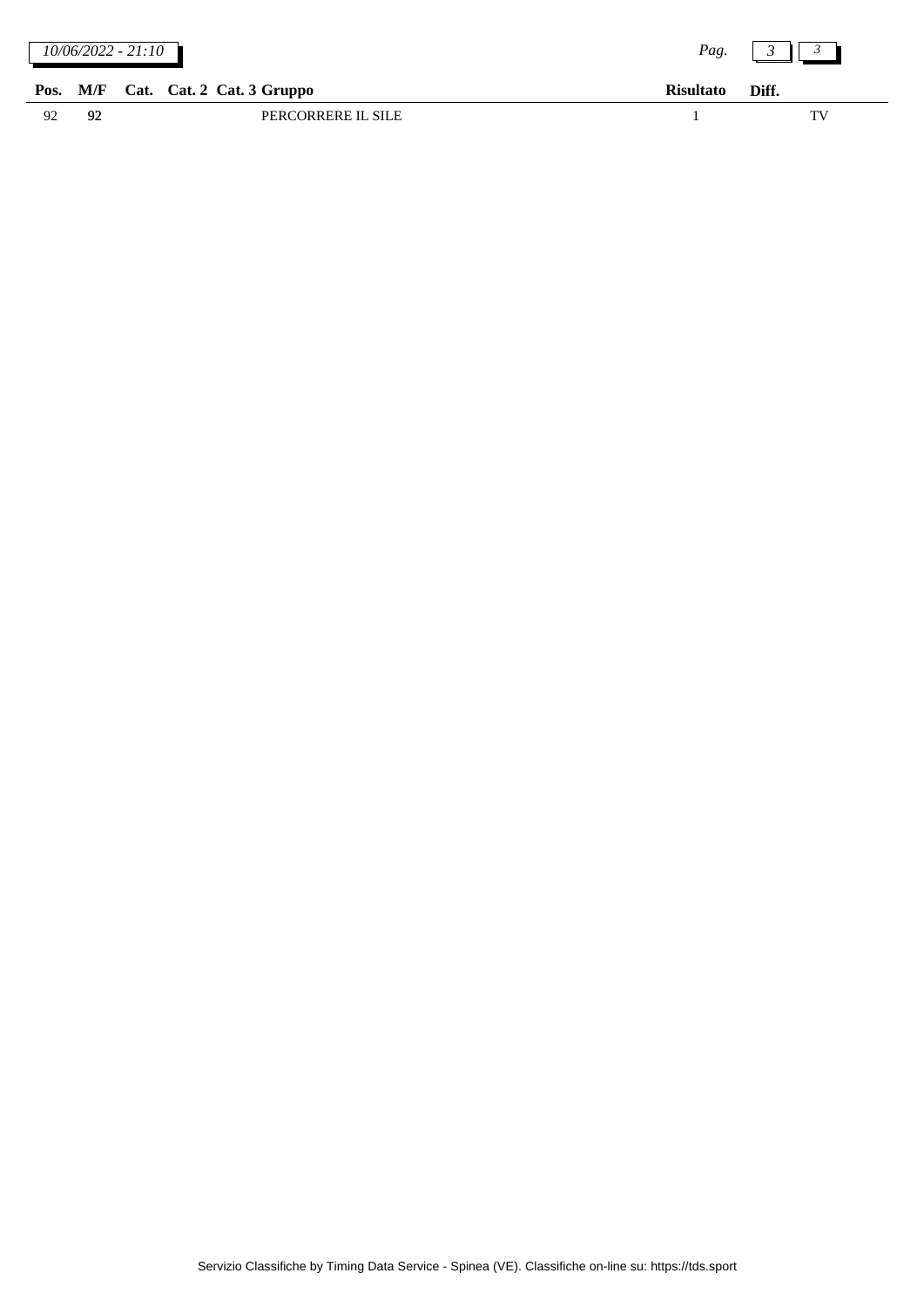| Pos. | M/F | Cat. | Cat. 2 | Cat. 3 | Gruppo | Risultato | Diff. | |
|---|---|---|---|---|---|---|---|---|
| 92 | 92 | | | | PERCORRERE IL SILE | 1 | | TV |